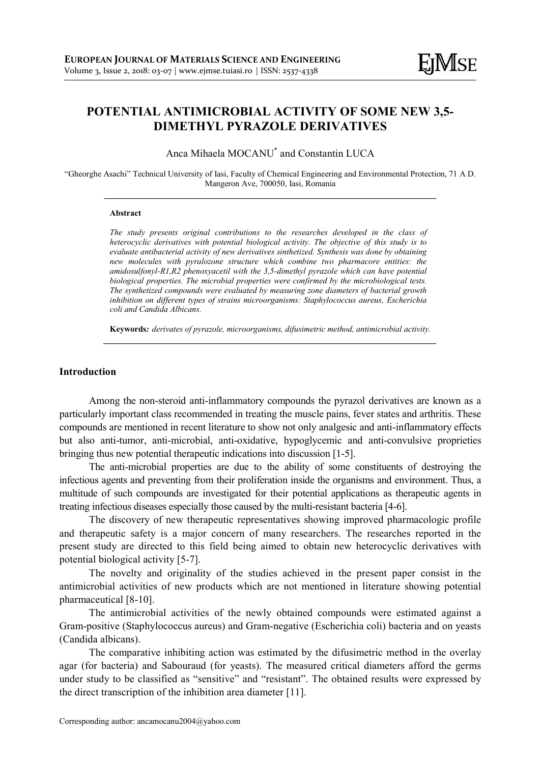# POTENTIAL ANTIMICROBIAL ACTIVITY OF SOME NEW 3,5-DIMETHYL PYRAZOLE DERIVATIVES

Anca Mihaela MOCANU[*] and Constantin LUCA

"Gheorghe Asachi" Technical University of Iasi, Faculty of Chemical Engineering and Environmental Protection, 71 A D. Mangeron Ave, 700050, Iasi, Romania

---

**Abstract**

*The study presents original contributions to the researches developed in the class of heterocyclic derivatives with potential biological activity. The objective of this study is to evaluate antibacterial activity of new derivatives sinthetized. Synthesis was done by obtaining new molecules with pyralozone structure which combine two pharmacore entities: the amidosulfonyl-R1,R2 phenoxyacetil with the 3,5-dimethyl pyrazole which can have potential biological properties. The microbial properties were confirmed by the microbiological tests. The synthetized compounds were evaluated by measuring zone diameters of bacterial growth inhibition on different types of strains microorganisms: Staphylococcus aureus, Escherichia coli and Candida Albicans.*

**Keywords***:* *derivates of pyrazole, microorganisms, difusimetric method, antimicrobial activity.*

---

## Introduction

Among the non-steroid anti-inflammatory compounds the pyrazol derivatives are known as a particularly important class recommended in treating the muscle pains, fever states and arthritis. These compounds are mentioned in recent literature to show not only analgesic and anti-inflammatory effects but also anti-tumor, anti-microbial, anti-oxidative, hypoglycemic and anti-convulsive proprieties bringing thus new potential therapeutic indications into discussion [1-5].

The anti-microbial properties are due to the ability of some constituents of destroying the infectious agents and preventing from their proliferation inside the organisms and environment. Thus, a multitude of such compounds are investigated for their potential applications as therapeutic agents in treating infectious diseases especially those caused by the multi-resistant bacteria [4-6].

The discovery of new therapeutic representatives showing improved pharmacologic profile and therapeutic safety is a major concern of many researchers. The researches reported in the present study are directed to this field being aimed to obtain new heterocyclic derivatives with potential biological activity [5-7].

The novelty and originality of the studies achieved in the present paper consist in the antimicrobial activities of new products which are not mentioned in literature showing potential pharmaceutical [8-10].

The antimicrobial activities of the newly obtained compounds were estimated against a Gram-positive (Staphylococcus aureus) and Gram-negative (Escherichia coli) bacteria and on yeasts (Candida albicans).

The comparative inhibiting action was estimated by the difusimetric method in the overlay agar (for bacteria) and Sabouraud (for yeasts). The measured critical diameters afford the germs under study to be classified as "sensitive" and "resistant". The obtained results were expressed by the direct transcription of the inhibition area diameter [11].

Corresponding author: ancamocanu2004@yahoo.com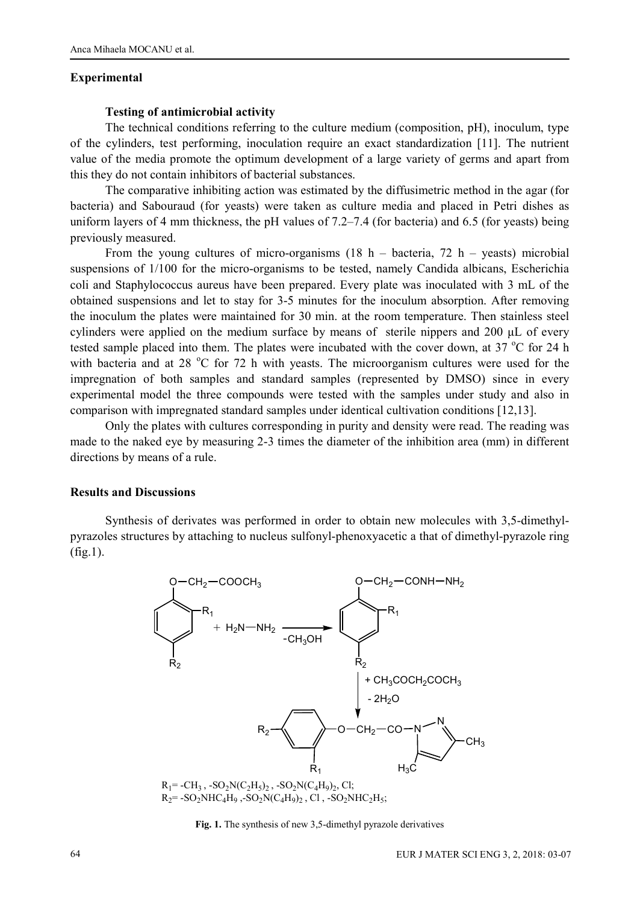## Experimental

### Testing of antimicrobial activity

The technical conditions referring to the culture medium (composition, pH), inoculum, type of the cylinders, test performing, inoculation require an exact standardization [11]. The nutrient value of the media promote the optimum development of a large variety of germs and apart from this they do not contain inhibitors of bacterial substances.

The comparative inhibiting action was estimated by the diffusimetric method in the agar (for bacteria) and Sabouraud (for yeasts) were taken as culture media and placed in Petri dishes as uniform layers of 4 mm thickness, the pH values of 7.2–7.4 (for bacteria) and 6.5 (for yeasts) being previously measured.

From the young cultures of micro-organisms (18 h – bacteria, 72 h – yeasts) microbial suspensions of 1/100 for the micro-organisms to be tested, namely Candida albicans, Escherichia coli and Staphylococcus aureus have been prepared. Every plate was inoculated with 3 mL of the obtained suspensions and let to stay for 3-5 minutes for the inoculum absorption. After removing the inoculum the plates were maintained for 30 min. at the room temperature. Then stainless steel cylinders were applied on the medium surface by means of sterile nippers and 200 μL of every tested sample placed into them. The plates were incubated with the cover down, at 37 °C for 24 h with bacteria and at 28 °C for 72 h with yeasts. The microorganism cultures were used for the impregnation of both samples and standard samples (represented by DMSO) since in every experimental model the three compounds were tested with the samples under study and also in comparison with impregnated standard samples under identical cultivation conditions [12,13].

Only the plates with cultures corresponding in purity and density were read. The reading was made to the naked eye by measuring 2-3 times the diameter of the inhibition area (mm) in different directions by means of a rule.

## Results and Discussions

Synthesis of derivates was performed in order to obtain new molecules with 3,5-dimethyl-pyrazoles structures by attaching to nucleus sulfonyl-phenoxyacetic a that of dimethyl-pyrazole ring (fig.1).

$R_1$= $-CH_3$ , $-SO_2N(C_2H_5)_2$ , $-SO_2N(C_4H_9)_2$, Cl;
$R_2$= $-SO_2NHC_4H_9$ ,$-SO_2N(C_4H_9)_2$ , Cl , $-SO_2NHC_2H_5$;

**Fig. 1.** The synthesis of new 3,5-dimethyl pyrazole derivatives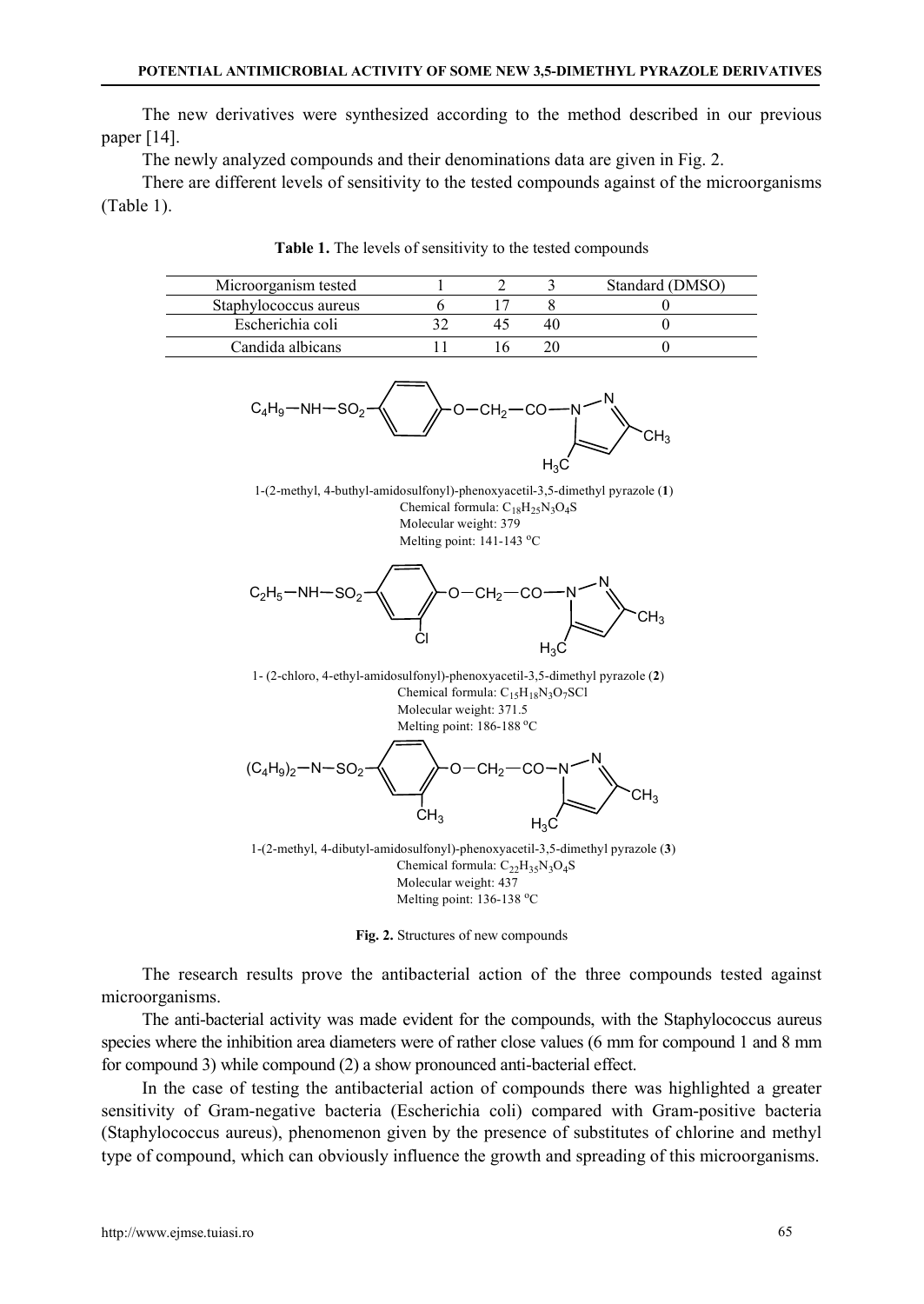The new derivatives were synthesized according to the method described in our previous paper [14].

The newly analyzed compounds and their denominations data are given in Fig. 2.

There are different levels of sensitivity to the tested compounds against of the microorganisms (Table 1).

**Table 1.** The levels of sensitivity to the tested compounds

| Microorganism tested | 1 | 2 | 3 | Standard (DMSO) |
|---|---|---|---|---|
| Staphylococcus aureus | 6 | 17 | 8 | 0 |
| Escherichia coli | 32 | 45 | 40 | 0 |
| Candida albicans | 11 | 16 | 20 | 0 |

1-(2-methyl, 4-buthyl-amidosulfonyl)-phenoxyacetil-3,5-dimethyl pyrazole (**1**)
Chemical formula: $C_{18}H_{25}N_3O_4S$
Molecular weight: 379
Melting point: 141-143 $^oC$

1- (2-chloro, 4-ethyl-amidosulfonyl)-phenoxyacetil-3,5-dimethyl pyrazole (**2**)
Chemical formula: $C_{15}H_{18}N_3O_7SCl$
Molecular weight: 371.5
Melting point: 186-188 $^oC$

1-(2-methyl, 4-dibutyl-amidosulfonyl)-phenoxyacetil-3,5-dimethyl pyrazole (**3**)
Chemical formula: $C_{22}H_{35}N_3O_4S$
Molecular weight: 437
Melting point: 136-138 $^oC$

**Fig. 2.** Structures of new compounds

The research results prove the antibacterial action of the three compounds tested against microorganisms.

The anti-bacterial activity was made evident for the compounds, with the Staphylococcus aureus species where the inhibition area diameters were of rather close values (6 mm for compound 1 and 8 mm for compound 3) while compound (2) a show pronounced anti-bacterial effect.

In the case of testing the antibacterial action of compounds there was highlighted a greater sensitivity of Gram-negative bacteria (Escherichia coli) compared with Gram-positive bacteria (Staphylococcus aureus), phenomenon given by the presence of substitutes of chlorine and methyl type of compound, which can obviously influence the growth and spreading of this microorganisms.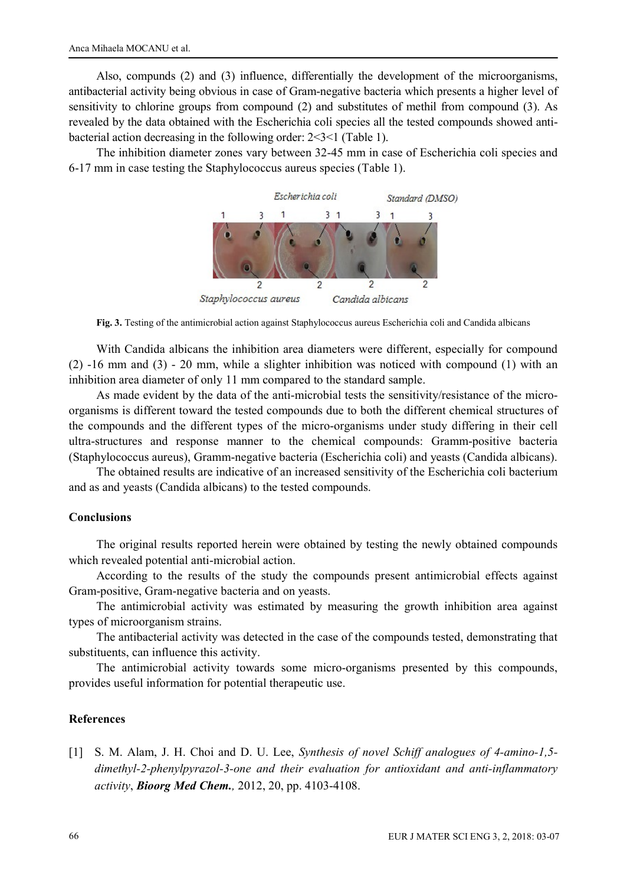Also, compunds (2) and (3) influence, differentially the development of the microorganisms, antibacterial activity being obvious in case of Gram-negative bacteria which presents a higher level of sensitivity to chlorine groups from compound (2) and substitutes of methil from compound (3). As revealed by the data obtained with the Escherichia coli species all the tested compounds showed anti-bacterial action decreasing in the following order: 2<3<1 (Table 1).

The inhibition diameter zones vary between 32-45 mm in case of Escherichia coli species and 6-17 mm in case testing the Staphylococcus aureus species (Table 1).

**Fig. 3.** Testing of the antimicrobial action against Staphylococcus aureus Escherichia coli and Candida albicans

With Candida albicans the inhibition area diameters were different, especially for compound (2) -16 mm and (3) - 20 mm, while a slighter inhibition was noticed with compound (1) with an inhibition area diameter of only 11 mm compared to the standard sample.

As made evident by the data of the anti-microbial tests the sensitivity/resistance of the micro-organisms is different toward the tested compounds due to both the different chemical structures of the compounds and the different types of the micro-organisms under study differing in their cell ultra-structures and response manner to the chemical compounds: Gramm-positive bacteria (Staphylococcus aureus), Gramm-negative bacteria (Escherichia coli) and yeasts (Candida albicans).

The obtained results are indicative of an increased sensitivity of the Escherichia coli bacterium and as and yeasts (Candida albicans) to the tested compounds.

## Conclusions

The original results reported herein were obtained by testing the newly obtained compounds which revealed potential anti-microbial action.

According to the results of the study the compounds present antimicrobial effects against Gram-positive, Gram-negative bacteria and on yeasts.

The antimicrobial activity was estimated by measuring the growth inhibition area against types of microorganism strains.

The antibacterial activity was detected in the case of the compounds tested, demonstrating that substituents, can influence this activity.

The antimicrobial activity towards some micro-organisms presented by this compounds, provides useful information for potential therapeutic use.

## References

[1] S. M. Alam, J. H. Choi and D. U. Lee, *Synthesis of novel Schiff analogues of 4-amino-1,5-dimethyl-2-phenylpyrazol-3-one and their evaluation for antioxidant and anti-inflammatory activity*, ***Bioorg Med Chem.**,* 2012, 20, pp. 4103-4108.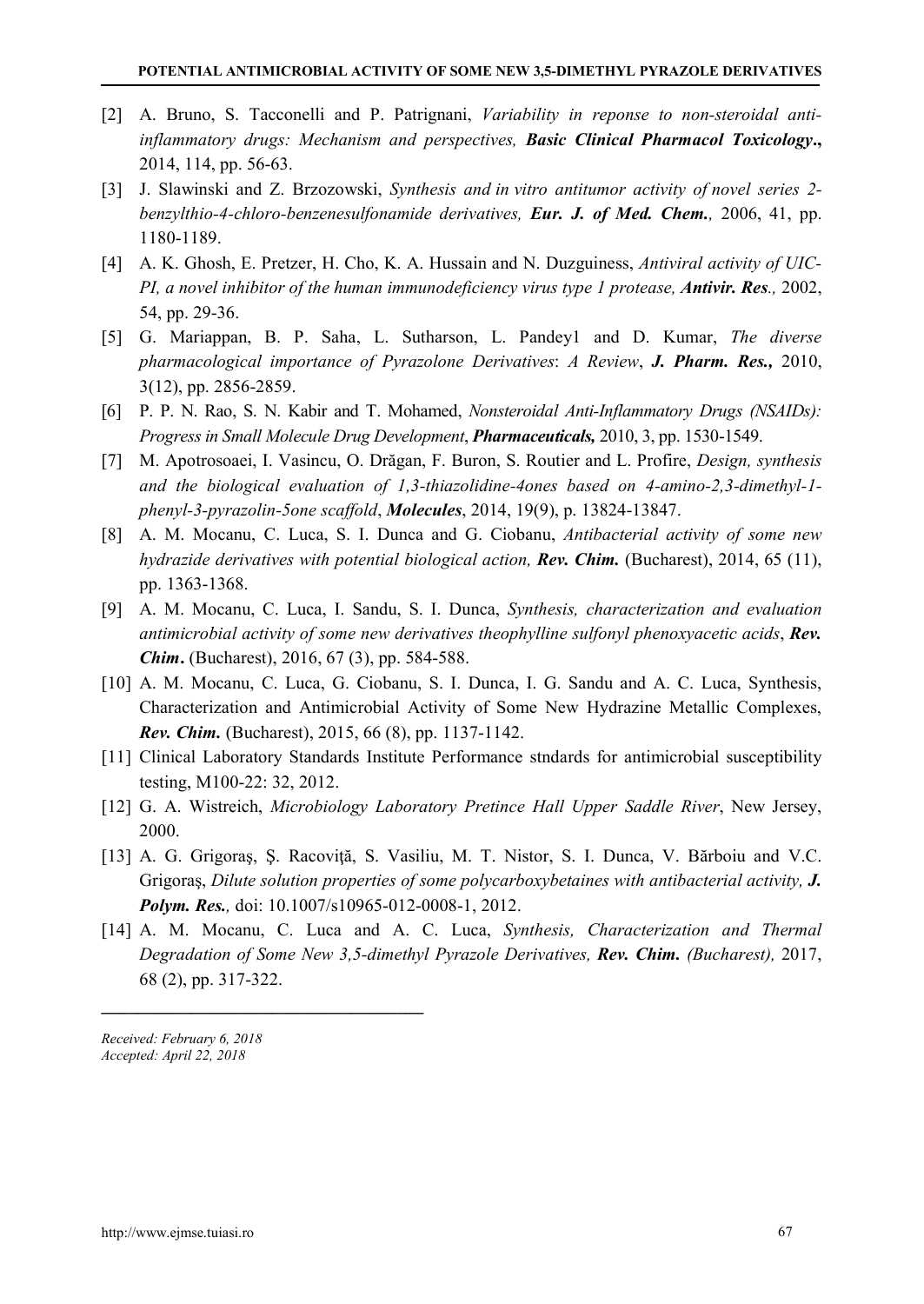[2] A. Bruno, S. Tacconelli and P. Patrignani, *Variability in reponse to non-steroidal anti-inflammatory drugs: Mechanism and perspectives,* ***Basic Clinical Pharmacol Toxicology*.,** 2014, 114, pp. 56-63.

[3] J. Slawinski and Z. Brzozowski, *Synthesis and in vitro antitumor activity of novel series 2-benzylthio-4-chloro-benzenesulfonamide derivatives,* ***Eur. J. of Med. Chem.****,* 2006, 41, pp. 1180-1189.

[4] A. K. Ghosh, E. Pretzer, H. Cho, K. A. Hussain and N. Duzguiness, *Antiviral activity of UIC-PI, a novel inhibitor of the human immunodeficiency virus type 1 protease,* ***Antivir. Res****.,* 2002, 54, pp. 29-36.

[5] G. Mariappan, B. P. Saha, L. Sutharson, L. Pandey1 and D. Kumar, *The diverse pharmacological importance of Pyrazolone Derivatives*: *A Review*, ***J. Pharm. Res.,*** 2010, 3(12), pp. 2856-2859.

[6] P. P. N. Rao, S. N. Kabir and T. Mohamed, *Nonsteroidal Anti-Inflammatory Drugs (NSAIDs): Progress in Small Molecule Drug Development*, ***Pharmaceuticals,*** 2010, 3, pp. 1530-1549.

[7] M. Apotrosoaei, I. Vasincu, O. Drăgan, F. Buron, S. Routier and L. Profire, *Design, synthesis and the biological evaluation of 1,3-thiazolidine-4ones based on 4-amino-2,3-dimethyl-1-phenyl-3-pyrazolin-5one scaffold*, ***Molecules***, 2014, 19(9), p. 13824-13847.

[8] A. M. Mocanu, C. Luca, S. I. Dunca and G. Ciobanu, *Antibacterial activity of some new hydrazide derivatives with potential biological action,* ***Rev. Chim.*** (Bucharest), 2014, 65 (11), pp. 1363-1368.

[9] A. M. Mocanu, C. Luca, I. Sandu, S. I. Dunca, *Synthesis, characterization and evaluation antimicrobial activity of some new derivatives theophylline sulfonyl phenoxyacetic acids*, ***Rev. Chim*.** (Bucharest), 2016, 67 (3), pp. 584-588.

[10] A. M. Mocanu, C. Luca, G. Ciobanu, S. I. Dunca, I. G. Sandu and A. C. Luca, Synthesis, Characterization and Antimicrobial Activity of Some New Hydrazine Metallic Complexes, ***Rev. Chim.*** (Bucharest), 2015, 66 (8), pp. 1137-1142.

[11] Clinical Laboratory Standards Institute Performance stndards for antimicrobial susceptibility testing, M100-22: 32, 2012.

[12] G. A. Wistreich, *Microbiology Laboratory Pretince Hall Upper Saddle River*, New Jersey, 2000.

[13] A. G. Grigoraş, Ş. Racoviţă, S. Vasiliu, M. T. Nistor, S. I. Dunca, V. Bărboiu and V.C. Grigoraş, *Dilute solution properties of some polycarboxybetaines with antibacterial activity,* ***J. Polym. Res.****,* doi: 10.1007/s10965-012-0008-1, 2012.

[14] A. M. Mocanu, C. Luca and A. C. Luca, *Synthesis, Characterization and Thermal Degradation of Some New 3,5-dimethyl Pyrazole Derivatives,* ***Rev. Chim.*** *(Bucharest),* 2017, 68 (2), pp. 317-322.

---

*Received: February 6, 2018*
*Accepted: April 22, 2018*